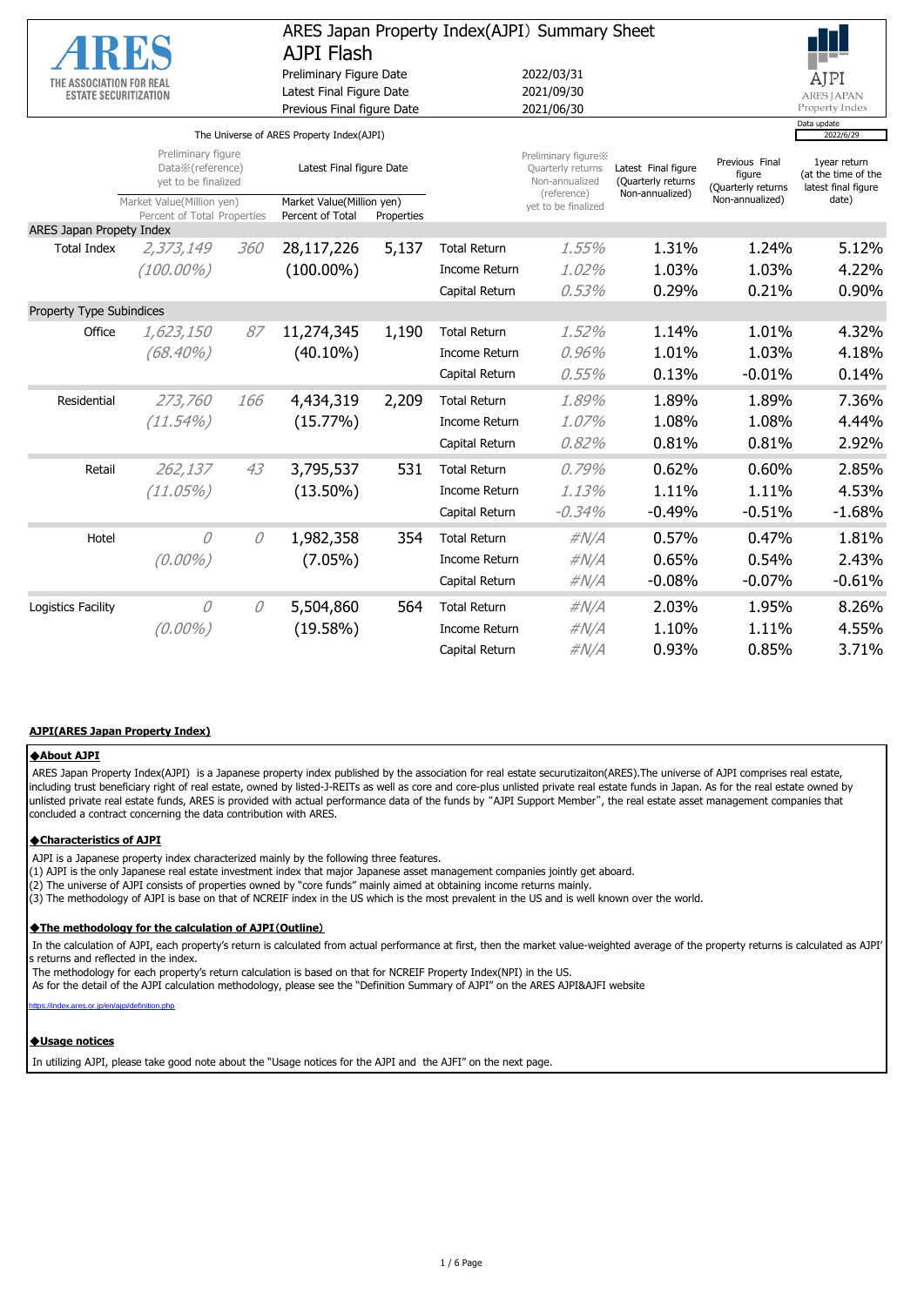# ARES Japan Property Index(AJPI) Summary Sheet

## AJPI Flash

THE ASSOCIATION FOR REAL ESTATE SECURITIZATION

| | |
|---|---|
| Preliminary Figure Date | 2022/03/31 |
| Latest Final Figure Date | 2021/09/30 |
| Previous Final figure Date | 2021/06/30 |

AJPI ARES JAPAN Property Index

Data update 2022/6/29

The Universe of ARES Property Index(AJPI)

| | Preliminary figure Data※(reference) yet to be finalized Market Value(Million yen) Percent of Total | Properties | Latest Final figure Date Market Value(Million yen) Percent of Total | Properties | | Preliminary figure※ Quarterly returns Non-annualized (reference) yet to be finalized | Latest Final figure (Quarterly returns Non-annualized) | Previous Final figure (Quarterly returns Non-annualized) | 1year return (at the time of the latest final figure date) |
|---|---|---|---|---|---|---|---|---|---|
| **ARES Japan Propety Index** | | | | | | | | | |
| Total Index | *2,373,149* | *360* | 28,117,226 | 5,137 | Total Return | *1.55%* | 1.31% | 1.24% | 5.12% |
| | *(100.00%)* | | (100.00%) | | Income Return | *1.02%* | 1.03% | 1.03% | 4.22% |
| | | | | | Capital Return | *0.53%* | 0.29% | 0.21% | 0.90% |
| **Property Type Subindices** | | | | | | | | | |
| Office | *1,623,150* | *87* | 11,274,345 | 1,190 | Total Return | *1.52%* | 1.14% | 1.01% | 4.32% |
| | *(68.40%)* | | (40.10%) | | Income Return | *0.96%* | 1.01% | 1.03% | 4.18% |
| | | | | | Capital Return | *0.55%* | 0.13% | -0.01% | 0.14% |
| Residential | *273,760* | *166* | 4,434,319 | 2,209 | Total Return | *1.89%* | 1.89% | 1.89% | 7.36% |
| | *(11.54%)* | | (15.77%) | | Income Return | *1.07%* | 1.08% | 1.08% | 4.44% |
| | | | | | Capital Return | *0.82%* | 0.81% | 0.81% | 2.92% |
| Retail | *262,137* | *43* | 3,795,537 | 531 | Total Return | *0.79%* | 0.62% | 0.60% | 2.85% |
| | *(11.05%)* | | (13.50%) | | Income Return | *1.13%* | 1.11% | 1.11% | 4.53% |
| | | | | | Capital Return | *-0.34%* | -0.49% | -0.51% | -1.68% |
| Hotel | *0* | *0* | 1,982,358 | 354 | Total Return | *#N/A* | 0.57% | 0.47% | 1.81% |
| | *(0.00%)* | | (7.05%) | | Income Return | *#N/A* | 0.65% | 0.54% | 2.43% |
| | | | | | Capital Return | *#N/A* | -0.08% | -0.07% | -0.61% |
| Logistics Facility | *0* | *0* | 5,504,860 | 564 | Total Return | *#N/A* | 2.03% | 1.95% | 8.26% |
| | *(0.00%)* | | (19.58%) | | Income Return | *#N/A* | 1.10% | 1.11% | 4.55% |
| | | | | | Capital Return | *#N/A* | 0.93% | 0.85% | 3.71% |

## AJPI(ARES Japan Property Index)

### ◆About AJPI

ARES Japan Property Index(AJPI) is a Japanese property index published by the association for real estate securutizaiton(ARES).The universe of AJPI comprises real estate, including trust beneficiary right of real estate, owned by listed-J-REITs as well as core and core-plus unlisted private real estate funds in Japan. As for the real estate owned by unlisted private real estate funds, ARES is provided with actual performance data of the funds by "AJPI Support Member", the real estate asset management companies that concluded a contract concerning the data contribution with ARES.

### ◆Characteristics of AJPI

AJPI is a Japanese property index characterized mainly by the following three features.

(1) AJPI is the only Japanese real estate investment index that major Japanese asset management companies jointly get aboard.
(2) The universe of AJPI consists of properties owned by "core funds" mainly aimed at obtaining income returns mainly.
(3) The methodology of AJPI is base on that of NCREIF index in the US which is the most prevalent in the US and is well known over the world.

### ◆The methodology for the calculation of AJPI(Outline)

In the calculation of AJPI, each property's return is calculated from actual performance at first, then the market value-weighted average of the property returns is calculated as AJPI's returns and reflected in the index.
The methodology for each property's return calculation is based on that for NCREIF Property Index(NPI) in the US.
As for the detail of the AJPI calculation methodology, please see the "Definition Summary of AJPI" on the ARES AJPI&AJFI website

https://index.ares.or.jp/en/ajpi/definition.php

### ◆Usage notices

In utilizing AJPI, please take good note about the "Usage notices for the AJPI and the AJFI" on the next page.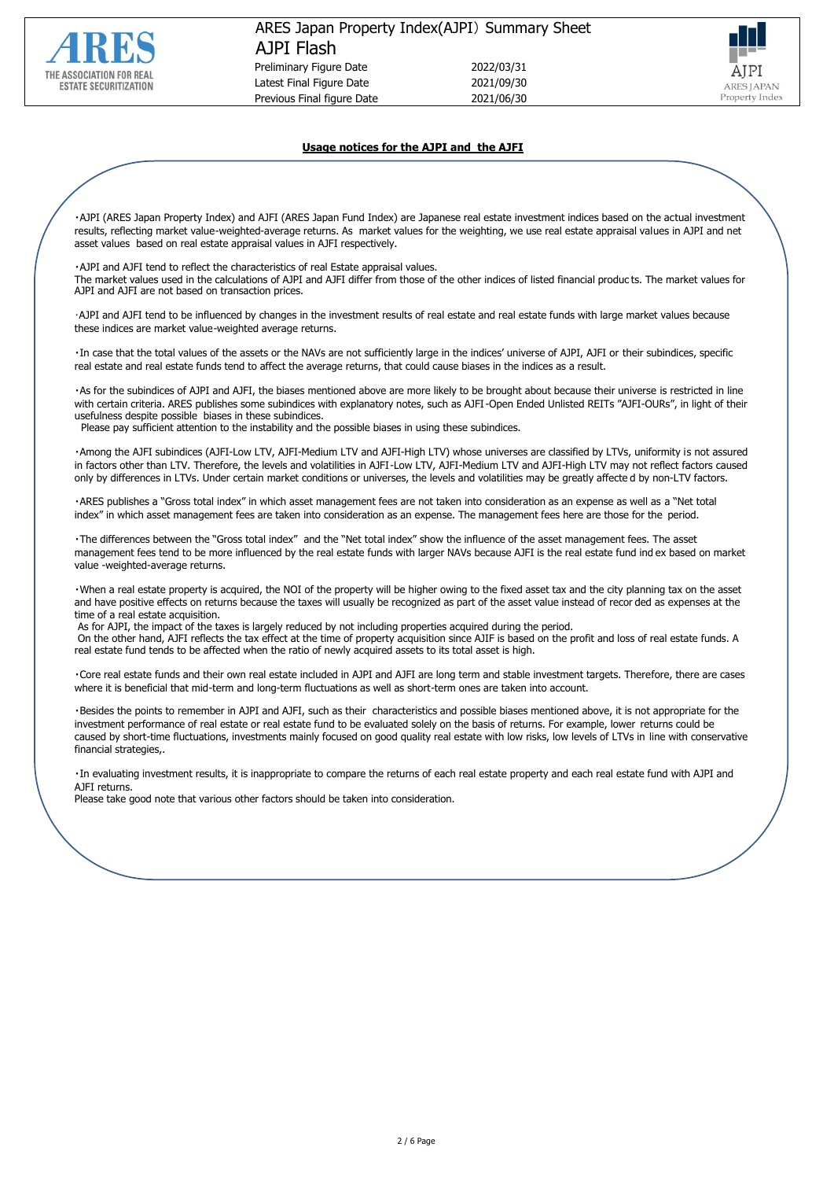ARES Japan Property Index(AJPI) Summary Sheet

AJPI Flash

| | |
|---|---|
| Preliminary Figure Date | 2022/03/31 |
| Latest Final Figure Date | 2021/09/30 |
| Previous Final figure Date | 2021/06/30 |

## Usage notices for the AJPI and the AJFI

・AJPI (ARES Japan Property Index) and AJFI (ARES Japan Fund Index) are Japanese real estate investment indices based on the actual investment results, reflecting market value-weighted-average returns. As market values for the weighting, we use real estate appraisal values in AJPI and net asset values based on real estate appraisal values in AJFI respectively.

・AJPI and AJFI tend to reflect the characteristics of real Estate appraisal values.
The market values used in the calculations of AJPI and AJFI differ from those of the other indices of listed financial products. The market values for AJPI and AJFI are not based on transaction prices.

·AJPI and AJFI tend to be influenced by changes in the investment results of real estate and real estate funds with large market values because these indices are market value-weighted average returns.

・In case that the total values of the assets or the NAVs are not sufficiently large in the indices' universe of AJPI, AJFI or their subindices, specific real estate and real estate funds tend to affect the average returns, that could cause biases in the indices as a result.

・As for the subindices of AJPI and AJFI, the biases mentioned above are more likely to be brought about because their universe is restricted in line with certain criteria. ARES publishes some subindices with explanatory notes, such as AJFI-Open Ended Unlisted REITs "AJFI-OURs", in light of their usefulness despite possible biases in these subindices.
Please pay sufficient attention to the instability and the possible biases in using these subindices.

・Among the AJFI subindices (AJFI-Low LTV, AJFI-Medium LTV and AJFI-High LTV) whose universes are classified by LTVs, uniformity is not assured in factors other than LTV. Therefore, the levels and volatilities in AJFI-Low LTV, AJFI-Medium LTV and AJFI-High LTV may not reflect factors caused only by differences in LTVs. Under certain market conditions or universes, the levels and volatilities may be greatly affected by non-LTV factors.

・ARES publishes a "Gross total index" in which asset management fees are not taken into consideration as an expense as well as a "Net total index" in which asset management fees are taken into consideration as an expense. The management fees here are those for the period.

・The differences between the "Gross total index" and the "Net total index" show the influence of the asset management fees. The asset management fees tend to be more influenced by the real estate funds with larger NAVs because AJFI is the real estate fund index based on market value -weighted-average returns.

・When a real estate property is acquired, the NOI of the property will be higher owing to the fixed asset tax and the city planning tax on the asset and have positive effects on returns because the taxes will usually be recognized as part of the asset value instead of recorded as expenses at the time of a real estate acquisition.
As for AJPI, the impact of the taxes is largely reduced by not including properties acquired during the period.
On the other hand, AJFI reflects the tax effect at the time of property acquisition since AJIF is based on the profit and loss of real estate funds. A real estate fund tends to be affected when the ratio of newly acquired assets to its total asset is high.

・Core real estate funds and their own real estate included in AJPI and AJFI are long term and stable investment targets. Therefore, there are cases where it is beneficial that mid-term and long-term fluctuations as well as short-term ones are taken into account.

・Besides the points to remember in AJPI and AJFI, such as their characteristics and possible biases mentioned above, it is not appropriate for the investment performance of real estate or real estate fund to be evaluated solely on the basis of returns. For example, lower returns could be caused by short-time fluctuations, investments mainly focused on good quality real estate with low risks, low levels of LTVs in line with conservative financial strategies,.

・In evaluating investment results, it is inappropriate to compare the returns of each real estate property and each real estate fund with AJPI and AJFI returns.
Please take good note that various other factors should be taken into consideration.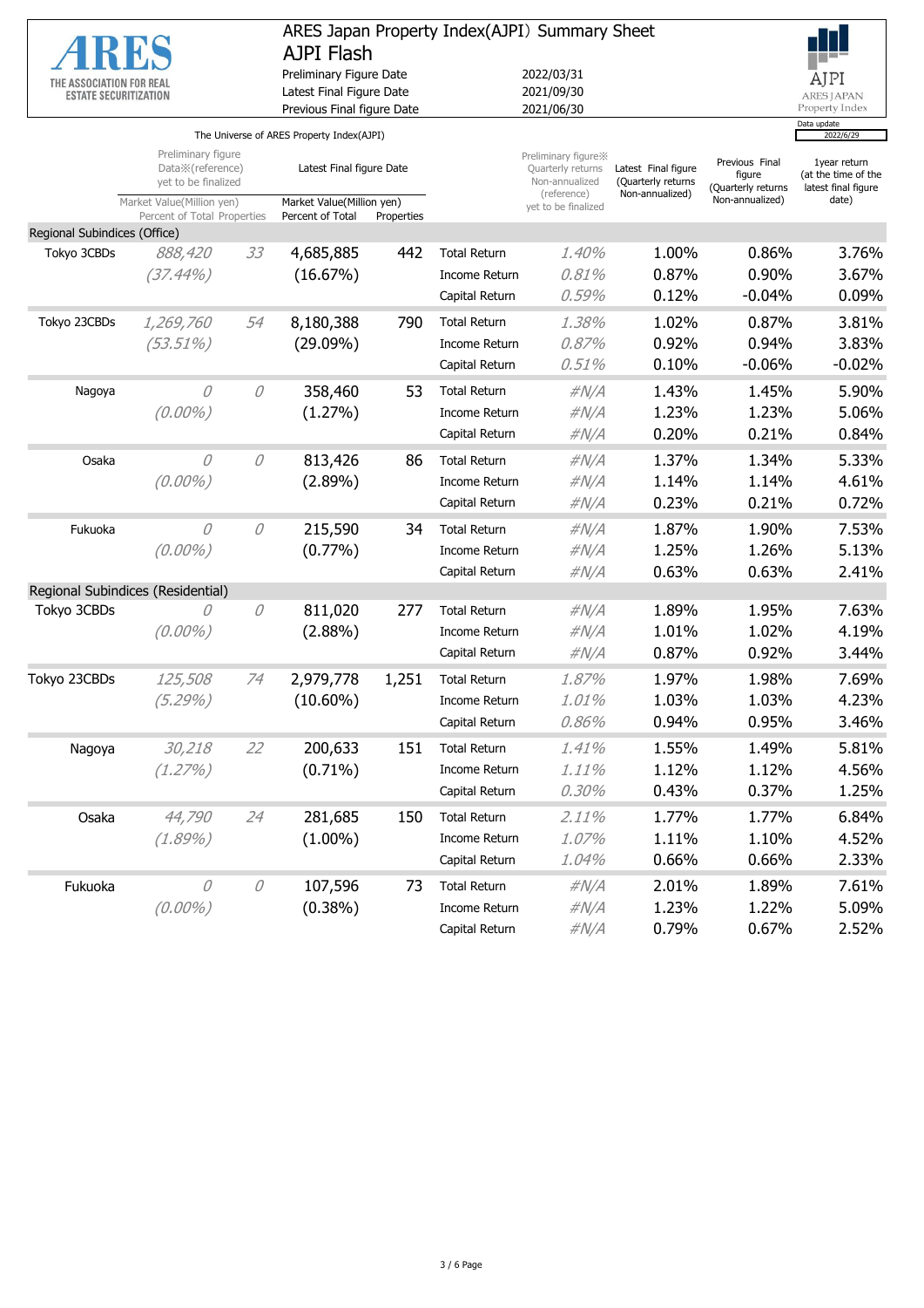# ARES Japan Property Index(AJPI) Summary Sheet

## AJPI Flash

| | |
|---|---|
| Preliminary Figure Date | 2022/03/31 |
| Latest Final Figure Date | 2021/09/30 |
| Previous Final figure Date | 2021/06/30 |

Data update 2022/6/29

The Universe of ARES Property Index(AJPI)

| | Preliminary figure Data※(reference) yet to be finalized Market Value(Million yen) Percent of Total | Properties | Latest Final figure Date Market Value(Million yen) Percent of Total | Properties | | Preliminary figure※ Quarterly returns Non-annualized (reference) yet to be finalized | Latest Final figure (Quarterly returns Non-annualized) | Previous Final figure (Quarterly returns Non-annualized) | 1year return (at the time of the latest final figure date) |
|---|---|---|---|---|---|---|---|---|---|
| **Regional Subindices (Office)** | | | | | | | | | |
| Tokyo 3CBDs | *888,420* | *33* | 4,685,885 | 442 | Total Return | *1.40%* | 1.00% | 0.86% | 3.76% |
| | *(37.44%)* | | (16.67%) | | Income Return | *0.81%* | 0.87% | 0.90% | 3.67% |
| | | | | | Capital Return | *0.59%* | 0.12% | -0.04% | 0.09% |
| Tokyo 23CBDs | *1,269,760* | *54* | 8,180,388 | 790 | Total Return | *1.38%* | 1.02% | 0.87% | 3.81% |
| | *(53.51%)* | | (29.09%) | | Income Return | *0.87%* | 0.92% | 0.94% | 3.83% |
| | | | | | Capital Return | *0.51%* | 0.10% | -0.06% | -0.02% |
| Nagoya | *0* | *0* | 358,460 | 53 | Total Return | *#N/A* | 1.43% | 1.45% | 5.90% |
| | *(0.00%)* | | (1.27%) | | Income Return | *#N/A* | 1.23% | 1.23% | 5.06% |
| | | | | | Capital Return | *#N/A* | 0.20% | 0.21% | 0.84% |
| Osaka | *0* | *0* | 813,426 | 86 | Total Return | *#N/A* | 1.37% | 1.34% | 5.33% |
| | *(0.00%)* | | (2.89%) | | Income Return | *#N/A* | 1.14% | 1.14% | 4.61% |
| | | | | | Capital Return | *#N/A* | 0.23% | 0.21% | 0.72% |
| Fukuoka | *0* | *0* | 215,590 | 34 | Total Return | *#N/A* | 1.87% | 1.90% | 7.53% |
| | *(0.00%)* | | (0.77%) | | Income Return | *#N/A* | 1.25% | 1.26% | 5.13% |
| | | | | | Capital Return | *#N/A* | 0.63% | 0.63% | 2.41% |
| **Regional Subindices (Residential)** | | | | | | | | | |
| Tokyo 3CBDs | *0* | *0* | 811,020 | 277 | Total Return | *#N/A* | 1.89% | 1.95% | 7.63% |
| | *(0.00%)* | | (2.88%) | | Income Return | *#N/A* | 1.01% | 1.02% | 4.19% |
| | | | | | Capital Return | *#N/A* | 0.87% | 0.92% | 3.44% |
| Tokyo 23CBDs | *125,508* | *74* | 2,979,778 | 1,251 | Total Return | *1.87%* | 1.97% | 1.98% | 7.69% |
| | *(5.29%)* | | (10.60%) | | Income Return | *1.01%* | 1.03% | 1.03% | 4.23% |
| | | | | | Capital Return | *0.86%* | 0.94% | 0.95% | 3.46% |
| Nagoya | *30,218* | *22* | 200,633 | 151 | Total Return | *1.41%* | 1.55% | 1.49% | 5.81% |
| | *(1.27%)* | | (0.71%) | | Income Return | *1.11%* | 1.12% | 1.12% | 4.56% |
| | | | | | Capital Return | *0.30%* | 0.43% | 0.37% | 1.25% |
| Osaka | *44,790* | *24* | 281,685 | 150 | Total Return | *2.11%* | 1.77% | 1.77% | 6.84% |
| | *(1.89%)* | | (1.00%) | | Income Return | *1.07%* | 1.11% | 1.10% | 4.52% |
| | | | | | Capital Return | *1.04%* | 0.66% | 0.66% | 2.33% |
| Fukuoka | *0* | *0* | 107,596 | 73 | Total Return | *#N/A* | 2.01% | 1.89% | 7.61% |
| | *(0.00%)* | | (0.38%) | | Income Return | *#N/A* | 1.23% | 1.22% | 5.09% |
| | | | | | Capital Return | *#N/A* | 0.79% | 0.67% | 2.52% |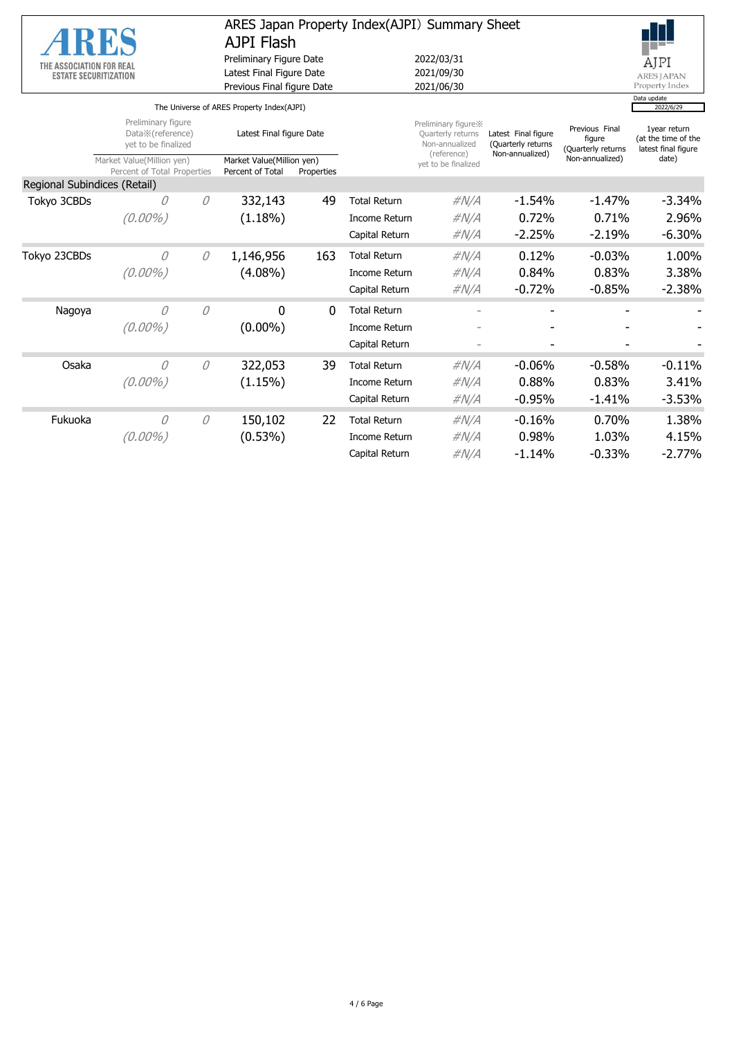# ARES Japan Property Index(AJPI) Summary Sheet

## AJPI Flash

THE ASSOCIATION FOR REAL ESTATE SECURITIZATION

AJPI ARES JAPAN Property Index

| | |
|---|---|
| Preliminary Figure Date | 2022/03/31 |
| Latest Final Figure Date | 2021/09/30 |
| Previous Final figure Date | 2021/06/30 |

Data update 2022/6/29

The Universe of ARES Property Index(AJPI)

| | Preliminary figure Data※(reference) yet to be finalized | | Latest Final figure Date | | | Preliminary figure※ Quarterly returns Non-annualized (reference) yet to be finalized | Latest Final figure (Quarterly returns Non-annualized) | Previous Final figure (Quarterly returns Non-annualized) | 1year return (at the time of the latest final figure date) |
|---|---|---|---|---|---|---|---|---|---|
| | Market Value(Million yen) Percent of Total | Properties | Market Value(Million yen) Percent of Total | Properties | | | | | |
| **Regional Subindices (Retail)** | | | | | | | | | |
| Tokyo 3CBDs | 0 | 0 | 332,143 | 49 | Total Return | #N/A | -1.54% | -1.47% | -3.34% |
| | (0.00%) | | (1.18%) | | Income Return | #N/A | 0.72% | 0.71% | 2.96% |
| | | | | | Capital Return | #N/A | -2.25% | -2.19% | -6.30% |
| Tokyo 23CBDs | 0 | 0 | 1,146,956 | 163 | Total Return | #N/A | 0.12% | -0.03% | 1.00% |
| | (0.00%) | | (4.08%) | | Income Return | #N/A | 0.84% | 0.83% | 3.38% |
| | | | | | Capital Return | #N/A | -0.72% | -0.85% | -2.38% |
| Nagoya | 0 | 0 | 0 | 0 | Total Return | - | - | - | - |
| | (0.00%) | | (0.00%) | | Income Return | - | - | - | - |
| | | | | | Capital Return | - | - | - | - |
| Osaka | 0 | 0 | 322,053 | 39 | Total Return | #N/A | -0.06% | -0.58% | -0.11% |
| | (0.00%) | | (1.15%) | | Income Return | #N/A | 0.88% | 0.83% | 3.41% |
| | | | | | Capital Return | #N/A | -0.95% | -1.41% | -3.53% |
| Fukuoka | 0 | 0 | 150,102 | 22 | Total Return | #N/A | -0.16% | 0.70% | 1.38% |
| | (0.00%) | | (0.53%) | | Income Return | #N/A | 0.98% | 1.03% | 4.15% |
| | | | | | Capital Return | #N/A | -1.14% | -0.33% | -2.77% |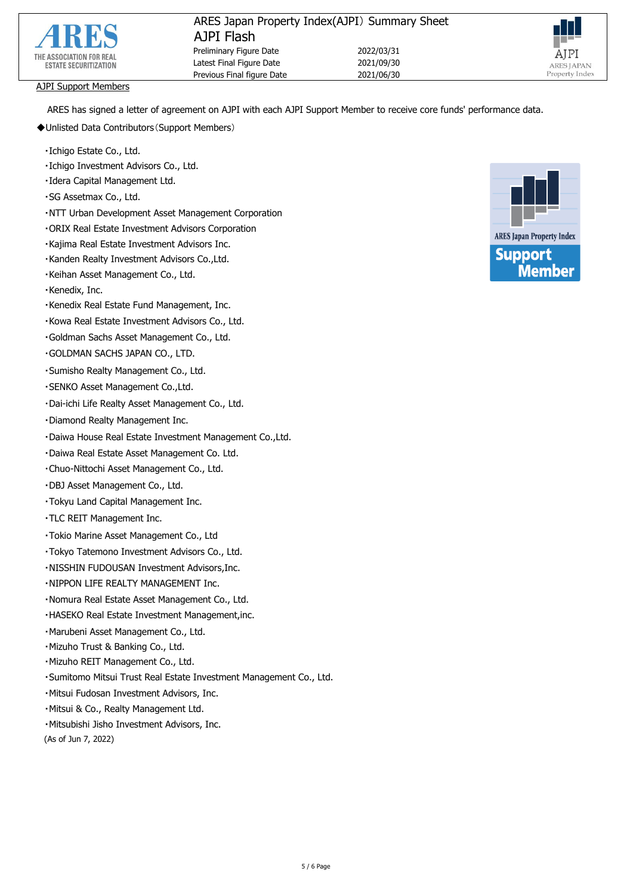## AJPI Support Members

ARES has signed a letter of agreement on AJPI with each AJPI Support Member to receive core funds' performance data.

◆Unlisted Data Contributors（Support Members）

- ・Ichigo Estate Co., Ltd.
- ・Ichigo Investment Advisors Co., Ltd.
- ・Idera Capital Management Ltd.
- ・SG Assetmax Co., Ltd.
- ・NTT Urban Development Asset Management Corporation
- ・ORIX Real Estate Investment Advisors Corporation
- ・Kajima Real Estate Investment Advisors Inc.
- ・Kanden Realty Investment Advisors Co.,Ltd.
- ・Keihan Asset Management Co., Ltd.
- ・Kenedix, Inc.
- ・Kenedix Real Estate Fund Management, Inc.
- ・Kowa Real Estate Investment Advisors Co., Ltd.
- ・Goldman Sachs Asset Management Co., Ltd.
- ・GOLDMAN SACHS JAPAN CO., LTD.
- ・Sumisho Realty Management Co., Ltd.
- ・SENKO Asset Management Co.,Ltd.
- ・Dai-ichi Life Realty Asset Management Co., Ltd.
- ・Diamond Realty Management Inc.
- ・Daiwa House Real Estate Investment Management Co.,Ltd.
- ・Daiwa Real Estate Asset Management Co. Ltd.
- ・Chuo-Nittochi Asset Management Co., Ltd.
- ・DBJ Asset Management Co., Ltd.
- ・Tokyu Land Capital Management Inc.
- ・TLC REIT Management Inc.
- ・Tokio Marine Asset Management Co., Ltd
- ・Tokyo Tatemono Investment Advisors Co., Ltd.
- ・NISSHIN FUDOUSAN Investment Advisors,Inc.
- ・NIPPON LIFE REALTY MANAGEMENT Inc.
- ・Nomura Real Estate Asset Management Co., Ltd.
- ・HASEKO Real Estate Investment Management,inc.
- ・Marubeni Asset Management Co., Ltd.
- ・Mizuho Trust & Banking Co., Ltd.
- ・Mizuho REIT Management Co., Ltd.
- ・Sumitomo Mitsui Trust Real Estate Investment Management Co., Ltd.
- ・Mitsui Fudosan Investment Advisors, Inc.
- ・Mitsui & Co., Realty Management Ltd.
- ・Mitsubishi Jisho Investment Advisors, Inc.

(As of Jun 7, 2022)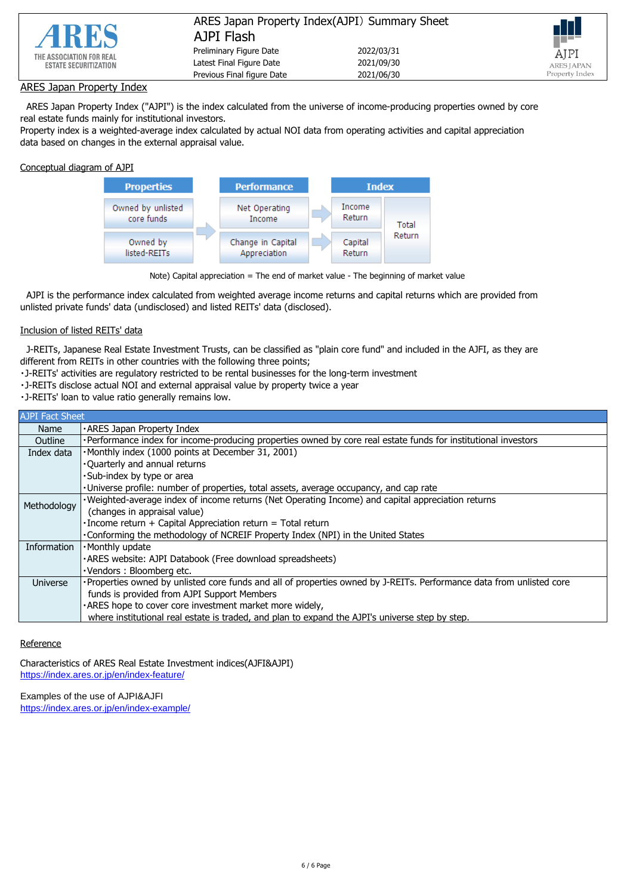ARES

THE ASSOCIATION FOR REAL ESTATE SECURITIZATION

# ARES Japan Property Index(AJPI）Summary Sheet

## AJPI Flash

| | |
|---|---|
| Preliminary Figure Date | 2022/03/31 |
| Latest Final Figure Date | 2021/09/30 |
| Previous Final figure Date | 2021/06/30 |

AJPI
ARES JAPAN
Property Index

## ARES Japan Property Index

ARES Japan Property Index ("AJPI") is the index calculated from the universe of income-producing properties owned by core real estate funds mainly for institutional investors.
Property index is a weighted-average index calculated by actual NOI data from operating activities and capital appreciation data based on changes in the external appraisal value.

## Conceptual diagram of AJPI

Properties
Owned by unlisted core funds
Owned by listed-REITs

Performance
Net Operating Income
Change in Capital Appreciation

Index
Income Return
Capital Return
Total Return

Note) Capital appreciation = The end of market value - The beginning of market value

AJPI is the performance index calculated from weighted average income returns and capital returns which are provided from unlisted private funds' data (undisclosed) and listed REITs' data (disclosed).

## Inclusion of listed REITs' data

J-REITs, Japanese Real Estate Investment Trusts, can be classified as "plain core fund" and included in the AJFI, as they are different from REITs in other countries with the following three points;
・J-REITs' activities are regulatory restricted to be rental businesses for the long-term investment
・J-REITs disclose actual NOI and external appraisal value by property twice a year
・J-REITs' loan to value ratio generally remains low.

| AJPI Fact Sheet | |
|---|---|
| Name | ・ARES Japan Property Index |
| Outline | ・Performance index for income-producing properties owned by core real estate funds for institutional investors |
| Index data | ・Monthly index (1000 points at December 31, 2001)<br>・Quarterly and annual returns<br>・Sub-index by type or area<br>・Universe profile: number of properties, total assets, average occupancy, and cap rate |
| Methodology | ・Weighted-average index of income returns (Net Operating Income) and capital appreciation returns (changes in appraisal value)<br>・Income return + Capital Appreciation return = Total return<br>・Conforming the methodology of NCREIF Property Index (NPI) in the United States |
| Information | ・Monthly update<br>・ARES website: AJPI Databook (Free download spreadsheets)<br>・Vendors : Bloomberg etc. |
| Universe | ・Properties owned by unlisted core funds and all of properties owned by J-REITs. Performance data from unlisted core funds is provided from AJPI Support Members<br>・ARES hope to cover core investment market more widely, where institutional real estate is traded, and plan to expand the AJPI's universe step by step. |

## Reference

Characteristics of ARES Real Estate Investment indices(AJFI&AJPI)
https://index.ares.or.jp/en/index-feature/

Examples of the use of AJPI&AJFI
https://index.ares.or.jp/en/index-example/